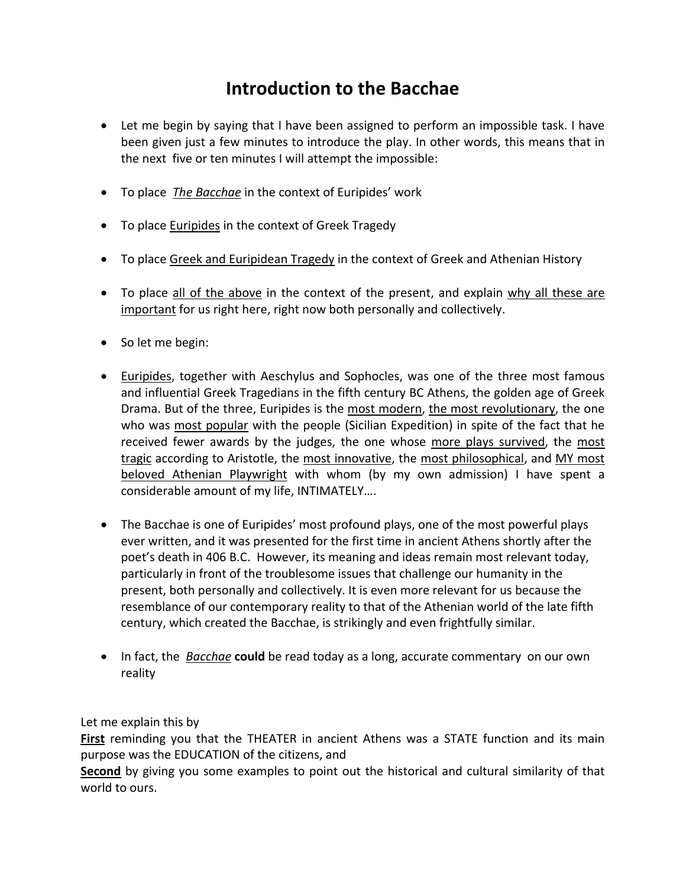# Introduction to the Bacchae

- Let me begin by saying that I have been assigned to perform an impossible task. I have been given just a few minutes to introduce the play. In other words, this means that in the next five or ten minutes I will attempt the impossible:
- To place <u>*The Bacchae*</u> in the context of Euripides' work
- To place <u>Euripides</u> in the context of Greek Tragedy
- To place <u>Greek and Euripidean Tragedy</u> in the context of Greek and Athenian History
- To place <u>all of the above</u> in the context of the present, and explain <u>why all these are important</u> for us right here, right now both personally and collectively.
- So let me begin:
- <u>Euripides</u>, together with Aeschylus and Sophocles, was one of the three most famous and influential Greek Tragedians in the fifth century BC Athens, the golden age of Greek Drama. But of the three, Euripides is the <u>most modern</u>, <u>the most revolutionary</u>, the one who was <u>most popular</u> with the people (Sicilian Expedition) in spite of the fact that he received fewer awards by the judges, the one whose <u>more plays survived</u>, the <u>most tragic</u> according to Aristotle, the <u>most innovative</u>, the <u>most philosophical</u>, and <u>MY most beloved Athenian Playwright</u> with whom (by my own admission) I have spent a considerable amount of my life, INTIMATELY….
- The Bacchae is one of Euripides' most profound plays, one of the most powerful plays ever written, and it was presented for the first time in ancient Athens shortly after the poet's death in 406 B.C. However, its meaning and ideas remain most relevant today, particularly in front of the troublesome issues that challenge our humanity in the present, both personally and collectively. It is even more relevant for us because the resemblance of our contemporary reality to that of the Athenian world of the late fifth century, which created the Bacchae, is strikingly and even frightfully similar.
- In fact, the <u>*Bacchae*</u> **could** be read today as a long, accurate commentary on our own reality

Let me explain this by
<u>**First**</u> reminding you that the THEATER in ancient Athens was a STATE function and its main purpose was the EDUCATION of the citizens, and
<u>**Second**</u> by giving you some examples to point out the historical and cultural similarity of that world to ours.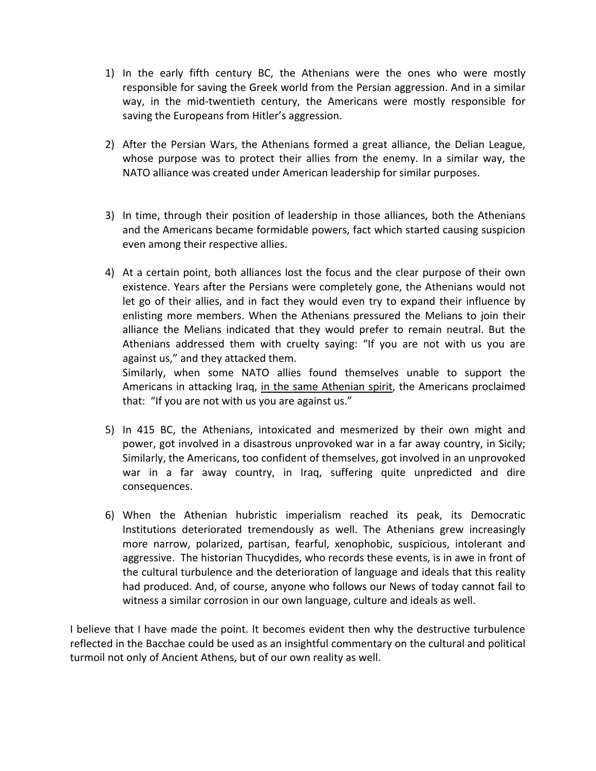1) In the early fifth century BC, the Athenians were the ones who were mostly responsible for saving the Greek world from the Persian aggression. And in a similar way, in the mid-twentieth century, the Americans were mostly responsible for saving the Europeans from Hitler's aggression.

2) After the Persian Wars, the Athenians formed a great alliance, the Delian League, whose purpose was to protect their allies from the enemy. In a similar way, the NATO alliance was created under American leadership for similar purposes.

3) In time, through their position of leadership in those alliances, both the Athenians and the Americans became formidable powers, fact which started causing suspicion even among their respective allies.

4) At a certain point, both alliances lost the focus and the clear purpose of their own existence. Years after the Persians were completely gone, the Athenians would not let go of their allies, and in fact they would even try to expand their influence by enlisting more members. When the Athenians pressured the Melians to join their alliance the Melians indicated that they would prefer to remain neutral. But the Athenians addressed them with cruelty saying: "If you are not with us you are against us," and they attacked them.
   Similarly, when some NATO allies found themselves unable to support the Americans in attacking Iraq, <u>in the same Athenian spirit</u>, the Americans proclaimed that: "If you are not with us you are against us."

5) In 415 BC, the Athenians, intoxicated and mesmerized by their own might and power, got involved in a disastrous unprovoked war in a far away country, in Sicily; Similarly, the Americans, too confident of themselves, got involved in an unprovoked war in a far away country, in Iraq, suffering quite unpredicted and dire consequences.

6) When the Athenian hubristic imperialism reached its peak, its Democratic Institutions deteriorated tremendously as well. The Athenians grew increasingly more narrow, polarized, partisan, fearful, xenophobic, suspicious, intolerant and aggressive. The historian Thucydides, who records these events, is in awe in front of the cultural turbulence and the deterioration of language and ideals that this reality had produced. And, of course, anyone who follows our News of today cannot fail to witness a similar corrosion in our own language, culture and ideals as well.

I believe that I have made the point. It becomes evident then why the destructive turbulence reflected in the Bacchae could be used as an insightful commentary on the cultural and political turmoil not only of Ancient Athens, but of our own reality as well.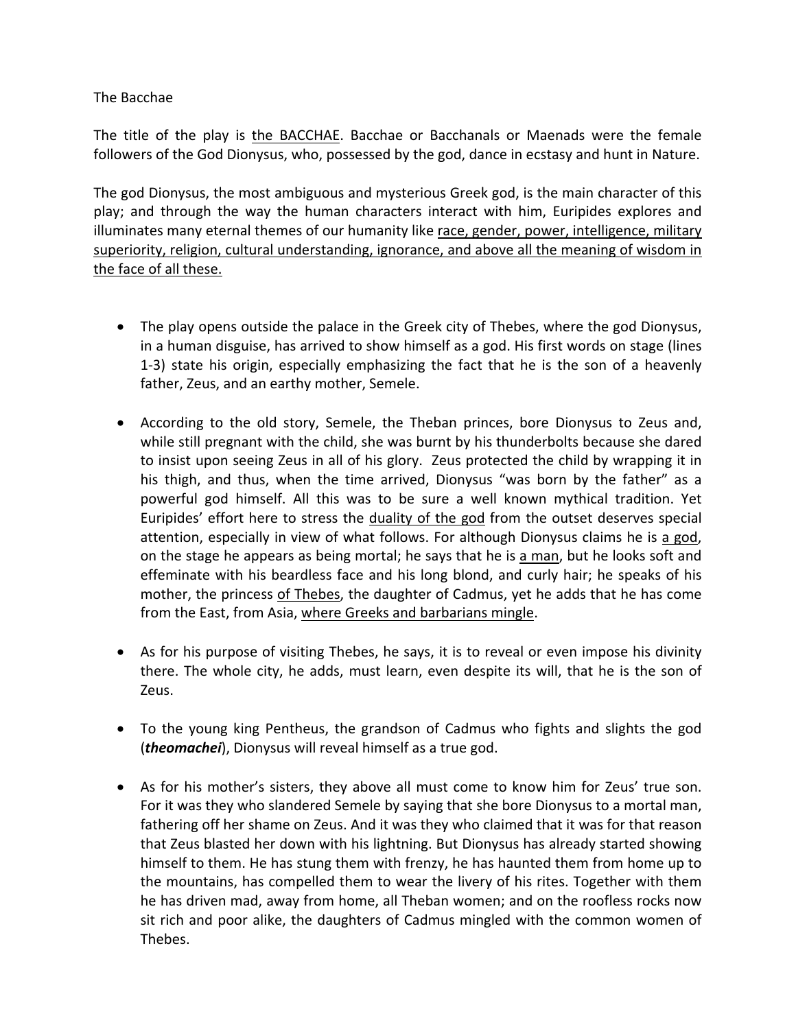The Bacchae

The title of the play is <u>the BACCHAE</u>. Bacchae or Bacchanals or Maenads were the female followers of the God Dionysus, who, possessed by the god, dance in ecstasy and hunt in Nature.

The god Dionysus, the most ambiguous and mysterious Greek god, is the main character of this play; and through the way the human characters interact with him, Euripides explores and illuminates many eternal themes of our humanity like <u>race, gender, power, intelligence, military superiority, religion, cultural understanding, ignorance, and above all the meaning of wisdom in the face of all these.</u>

- The play opens outside the palace in the Greek city of Thebes, where the god Dionysus, in a human disguise, has arrived to show himself as a god. His first words on stage (lines 1-3) state his origin, especially emphasizing the fact that he is the son of a heavenly father, Zeus, and an earthy mother, Semele.

- According to the old story, Semele, the Theban princes, bore Dionysus to Zeus and, while still pregnant with the child, she was burnt by his thunderbolts because she dared to insist upon seeing Zeus in all of his glory. Zeus protected the child by wrapping it in his thigh, and thus, when the time arrived, Dionysus "was born by the father" as a powerful god himself. All this was to be sure a well known mythical tradition. Yet Euripides' effort here to stress the <u>duality of the god</u> from the outset deserves special attention, especially in view of what follows. For although Dionysus claims he is <u>a god</u>, on the stage he appears as being mortal; he says that he is <u>a man</u>, but he looks soft and effeminate with his beardless face and his long blond, and curly hair; he speaks of his mother, the princess <u>of Thebes</u>, the daughter of Cadmus, yet he adds that he has come from the East, from Asia, <u>where Greeks and barbarians mingle</u>.

- As for his purpose of visiting Thebes, he says, it is to reveal or even impose his divinity there. The whole city, he adds, must learn, even despite its will, that he is the son of Zeus.

- To the young king Pentheus, the grandson of Cadmus who fights and slights the god (***theomachei***), Dionysus will reveal himself as a true god.

- As for his mother's sisters, they above all must come to know him for Zeus' true son. For it was they who slandered Semele by saying that she bore Dionysus to a mortal man, fathering off her shame on Zeus. And it was they who claimed that it was for that reason that Zeus blasted her down with his lightning. But Dionysus has already started showing himself to them. He has stung them with frenzy, he has haunted them from home up to the mountains, has compelled them to wear the livery of his rites. Together with them he has driven mad, away from home, all Theban women; and on the roofless rocks now sit rich and poor alike, the daughters of Cadmus mingled with the common women of Thebes.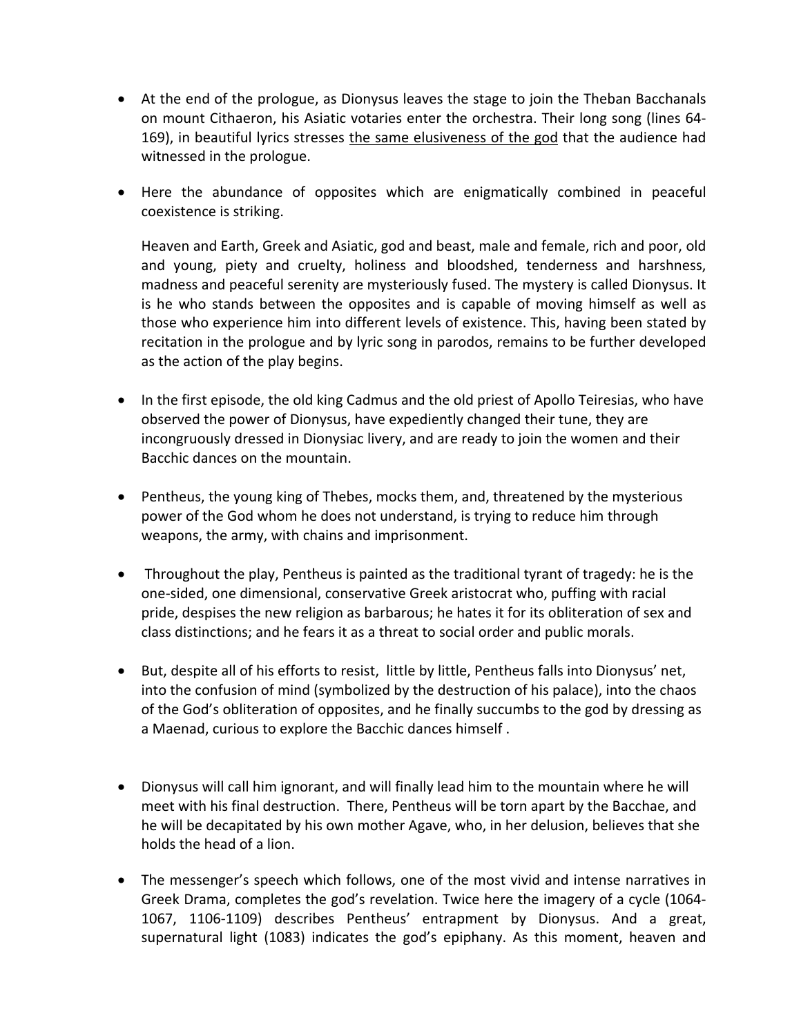- At the end of the prologue, as Dionysus leaves the stage to join the Theban Bacchanals on mount Cithaeron, his Asiatic votaries enter the orchestra. Their long song (lines 64-169), in beautiful lyrics stresses <u>the same elusiveness of the god</u> that the audience had witnessed in the prologue.

- Here the abundance of opposites which are enigmatically combined in peaceful coexistence is striking.

  Heaven and Earth, Greek and Asiatic, god and beast, male and female, rich and poor, old and young, piety and cruelty, holiness and bloodshed, tenderness and harshness, madness and peaceful serenity are mysteriously fused. The mystery is called Dionysus. It is he who stands between the opposites and is capable of moving himself as well as those who experience him into different levels of existence. This, having been stated by recitation in the prologue and by lyric song in parodos, remains to be further developed as the action of the play begins.

- In the first episode, the old king Cadmus and the old priest of Apollo Teiresias, who have observed the power of Dionysus, have expediently changed their tune, they are incongruously dressed in Dionysiac livery, and are ready to join the women and their Bacchic dances on the mountain.

- Pentheus, the young king of Thebes, mocks them, and, threatened by the mysterious power of the God whom he does not understand, is trying to reduce him through weapons, the army, with chains and imprisonment.

- Throughout the play, Pentheus is painted as the traditional tyrant of tragedy: he is the one-sided, one dimensional, conservative Greek aristocrat who, puffing with racial pride, despises the new religion as barbarous; he hates it for its obliteration of sex and class distinctions; and he fears it as a threat to social order and public morals.

- But, despite all of his efforts to resist, little by little, Pentheus falls into Dionysus' net, into the confusion of mind (symbolized by the destruction of his palace), into the chaos of the God's obliteration of opposites, and he finally succumbs to the god by dressing as a Maenad, curious to explore the Bacchic dances himself .

- Dionysus will call him ignorant, and will finally lead him to the mountain where he will meet with his final destruction. There, Pentheus will be torn apart by the Bacchae, and he will be decapitated by his own mother Agave, who, in her delusion, believes that she holds the head of a lion.

- The messenger's speech which follows, one of the most vivid and intense narratives in Greek Drama, completes the god's revelation. Twice here the imagery of a cycle (1064-1067, 1106-1109) describes Pentheus' entrapment by Dionysus. And a great, supernatural light (1083) indicates the god's epiphany. As this moment, heaven and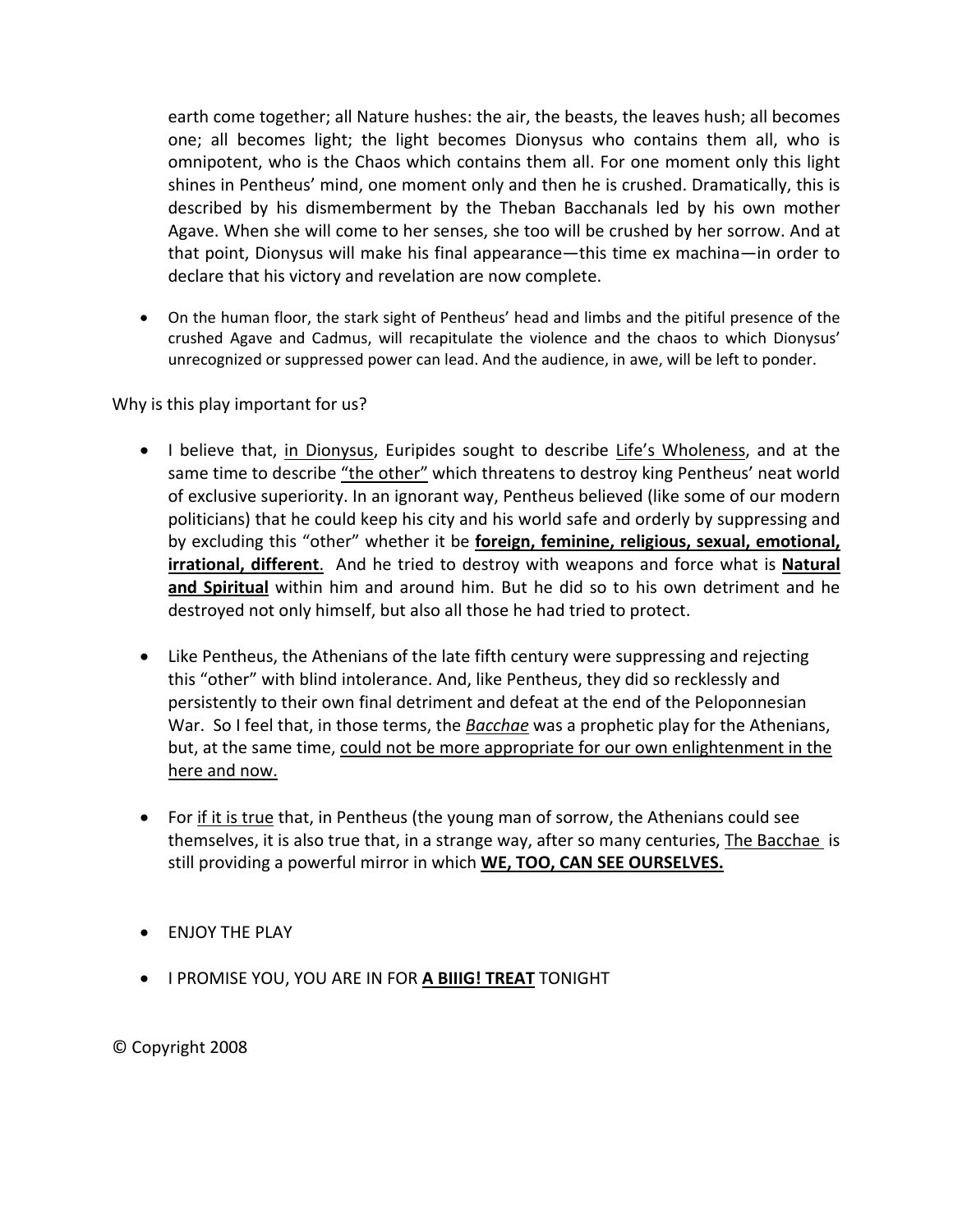earth come together; all Nature hushes: the air, the beasts, the leaves hush; all becomes one; all becomes light; the light becomes Dionysus who contains them all, who is omnipotent, who is the Chaos which contains them all. For one moment only this light shines in Pentheus' mind, one moment only and then he is crushed. Dramatically, this is described by his dismemberment by the Theban Bacchanals led by his own mother Agave. When she will come to her senses, she too will be crushed by her sorrow. And at that point, Dionysus will make his final appearance—this time ex machina—in order to declare that his victory and revelation are now complete.

- On the human floor, the stark sight of Pentheus' head and limbs and the pitiful presence of the crushed Agave and Cadmus, will recapitulate the violence and the chaos to which Dionysus' unrecognized or suppressed power can lead. And the audience, in awe, will be left to ponder.

Why is this play important for us?

- I believe that, in Dionysus, Euripides sought to describe Life's Wholeness, and at the same time to describe "the other" which threatens to destroy king Pentheus' neat world of exclusive superiority. In an ignorant way, Pentheus believed (like some of our modern politicians) that he could keep his city and his world safe and orderly by suppressing and by excluding this "other" whether it be **foreign, feminine, religious, sexual, emotional, irrational, different**. And he tried to destroy with weapons and force what is **Natural and Spiritual** within him and around him. But he did so to his own detriment and he destroyed not only himself, but also all those he had tried to protect.

- Like Pentheus, the Athenians of the late fifth century were suppressing and rejecting this "other" with blind intolerance. And, like Pentheus, they did so recklessly and persistently to their own final detriment and defeat at the end of the Peloponnesian War. So I feel that, in those terms, the *Bacchae* was a prophetic play for the Athenians, but, at the same time, could not be more appropriate for our own enlightenment in the here and now.

- For if it is true that, in Pentheus (the young man of sorrow, the Athenians could see themselves, it is also true that, in a strange way, after so many centuries, The Bacchae is still providing a powerful mirror in which **WE, TOO, CAN SEE OURSELVES.**

- ENJOY THE PLAY

- I PROMISE YOU, YOU ARE IN FOR **A BIIIG! TREAT** TONIGHT

© Copyright 2008